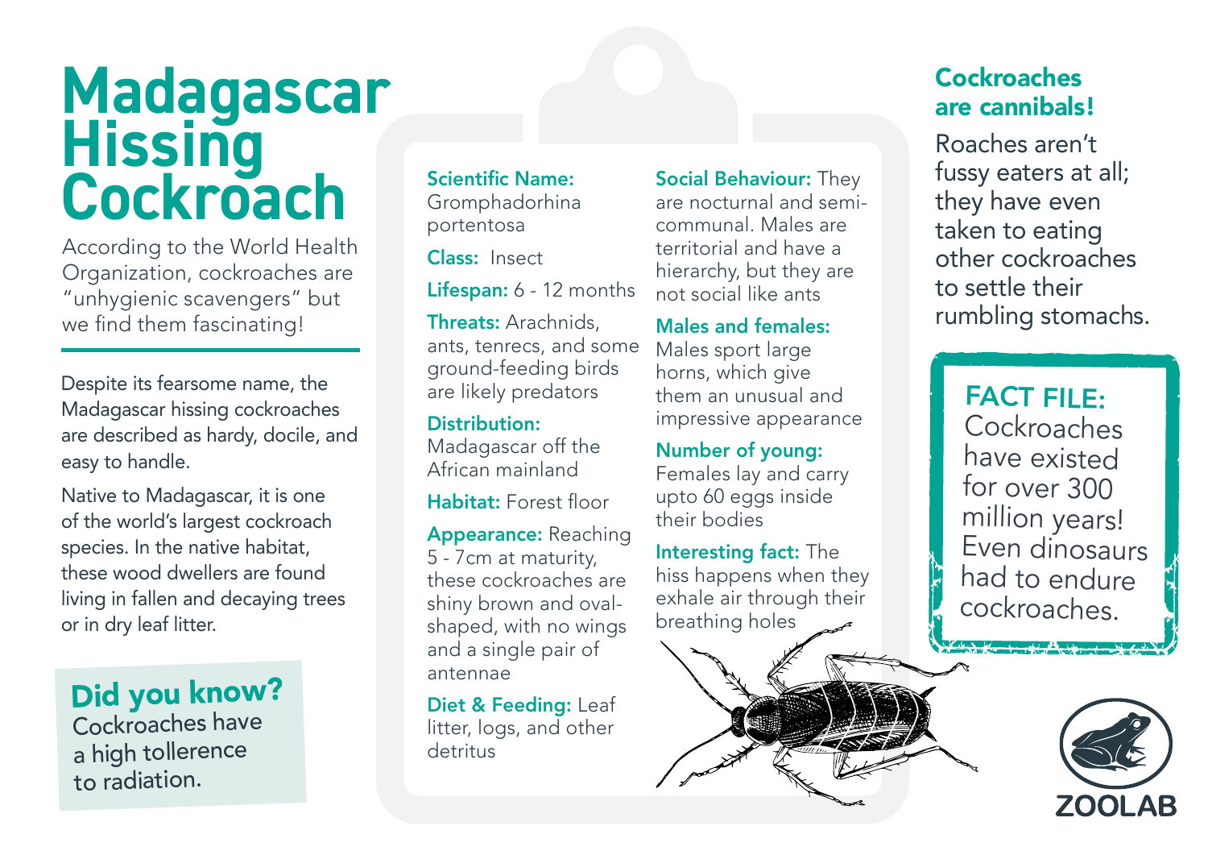# Madagascar Hissing Cockroach

According to the World Health Organization, cockroaches are "unhygienic scavengers" but we find them fascinating!

Despite its fearsome name, the Madagascar hissing cockroaches are described as hardy, docile, and easy to handle.

Native to Madagascar, it is one of the world's largest cockroach species. In the native habitat, these wood dwellers are found living in fallen and decaying trees or in dry leaf litter.

## Did you know?

Cockroaches have a high tollerence to radiation.

**Scientific Name:** Gromphadorhina portentosa

**Class:** Insect

**Lifespan:** 6 - 12 months

**Threats:** Arachnids, ants, tenrecs, and some ground-feeding birds are likely predators

**Distribution:** Madagascar off the African mainland

**Habitat:** Forest floor

**Appearance:** Reaching 5 - 7cm at maturity, these cockroaches are shiny brown and oval-shaped, with no wings and a single pair of antennae

**Diet & Feeding:** Leaf litter, logs, and other detritus

**Social Behaviour:** They are nocturnal and semi-communal. Males are territorial and have a hierarchy, but they are not social like ants

**Males and females:** Males sport large horns, which give them an unusual and impressive appearance

**Number of young:** Females lay and carry upto 60 eggs inside their bodies

**Interesting fact:** The hiss happens when they exhale air through their breathing holes

## Cockroaches are cannibals!

Roaches aren't fussy eaters at all; they have even taken to eating other cockroaches to settle their rumbling stomachs.

## FACT FILE:

Cockroaches have existed for over 300 million years! Even dinosaurs had to endure cockroaches.

ZOOLAB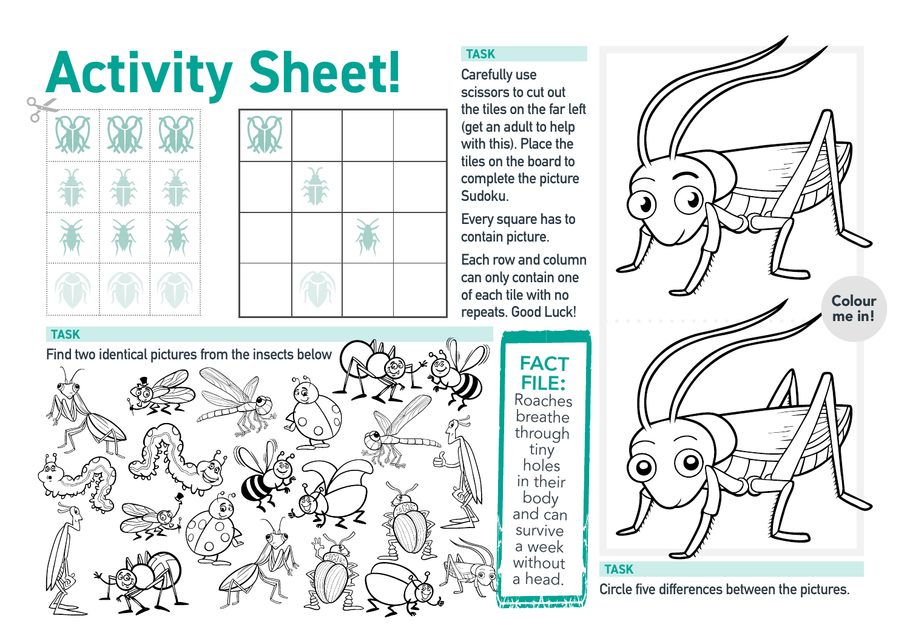# Activity Sheet!

## TASK

Carefully use scissors to cut out the tiles on the far left (get an adult to help with this). Place the tiles on the board to complete the picture Sudoku.

Every square has to contain picture.

Each row and column can only contain one of each tile with no repeats. Good Luck!

## TASK

Find two identical pictures from the insects below

## FACT FILE:

Roaches breathe through tiny holes in their body and can survive a week without a head.

Colour me in!

## TASK

Circle five differences between the pictures.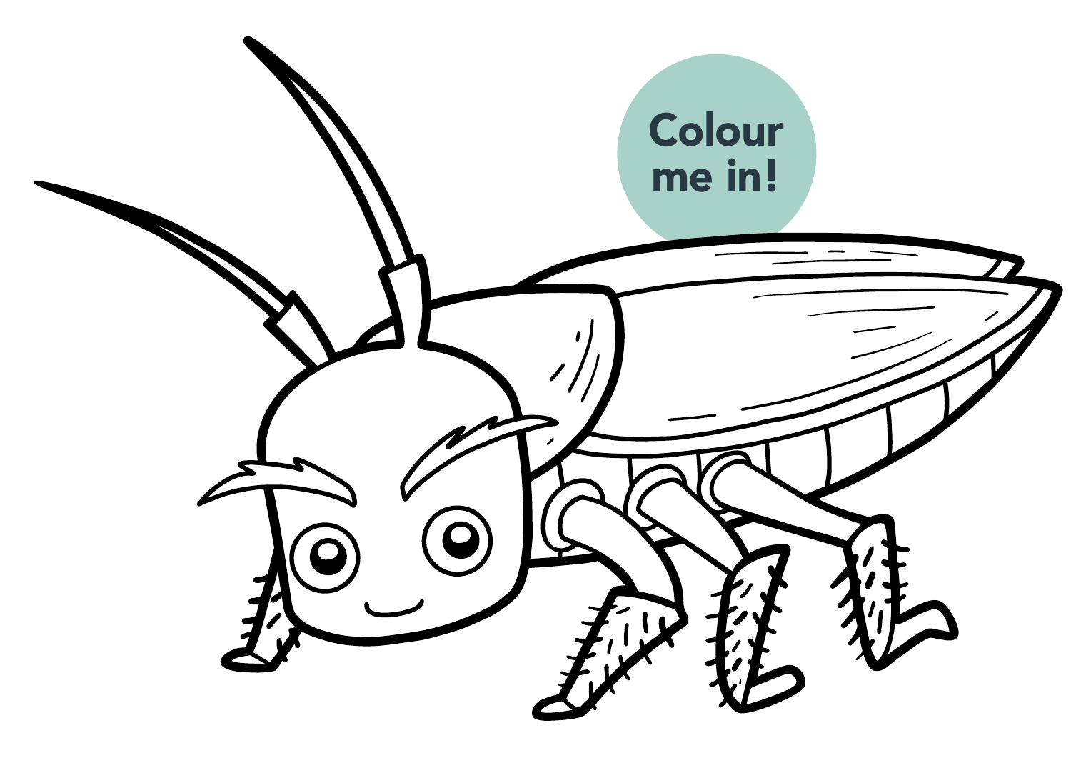Colour me in!